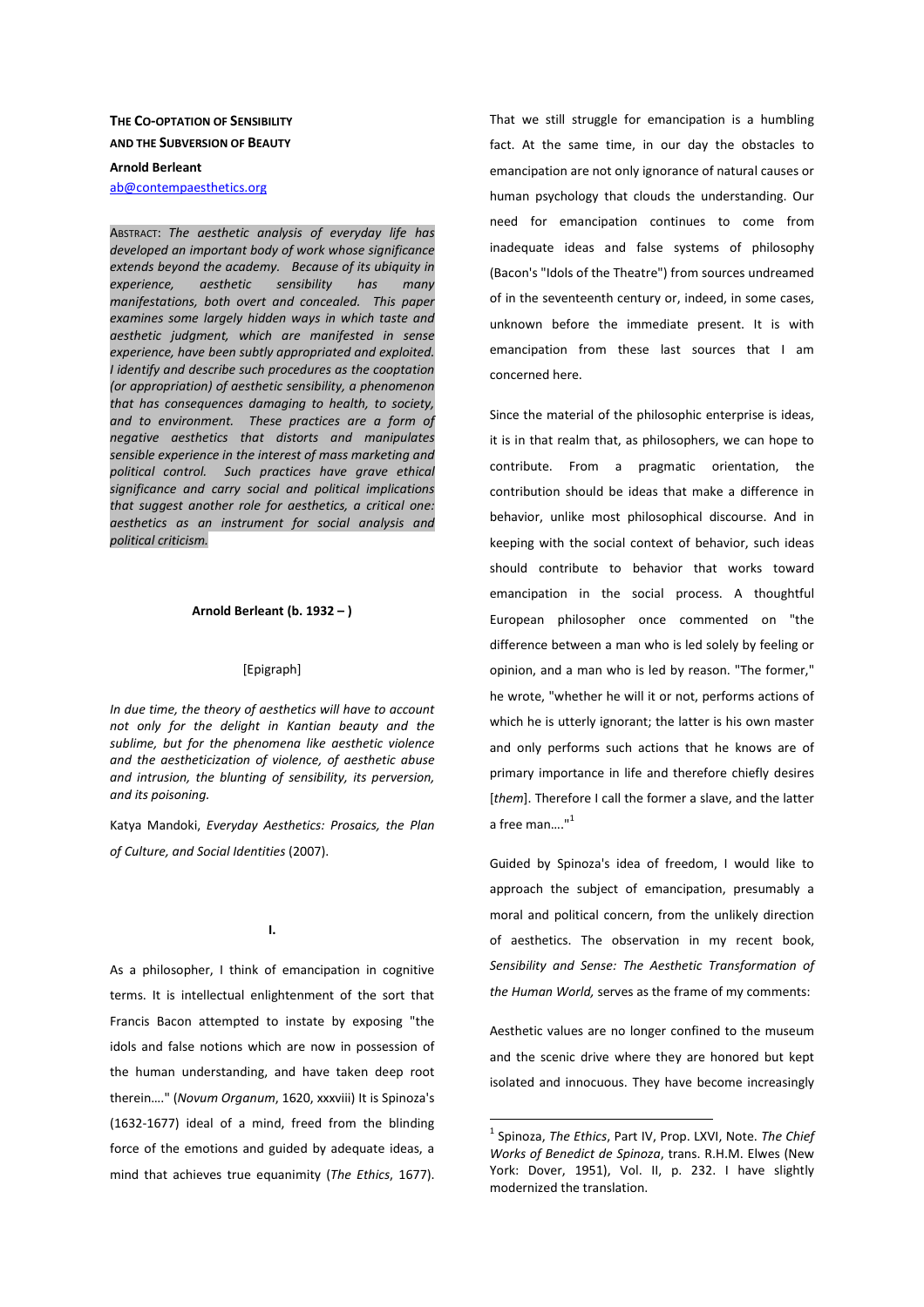# THE CO-OPTATION OF SENSIBILITY AND THE SUBVERSION OF BEAUTY

**Arnold Berleant**

ab@contempaesthetics.org

ABSTRACT: *The aesthetic analysis of everyday life has developed an important body of work whose significance extends beyond the academy. Because of its ubiquity in experience, aesthetic sensibility has many manifestations, both overt and concealed. This paper examines some largely hidden ways in which taste and aesthetic judgment, which are manifested in sense experience, have been subtly appropriated and exploited. I identify and describe such procedures as the cooptation (or appropriation) of aesthetic sensibility, a phenomenon that has consequences damaging to health, to society, and to environment. These practices are a form of negative aesthetics that distorts and manipulates sensible experience in the interest of mass marketing and political control. Such practices have grave ethical significance and carry social and political implications that suggest another role for aesthetics, a critical one: aesthetics as an instrument for social analysis and political criticism.*

**Arnold Berleant (b. 1932 – )**

[Epigraph]

*In due time, the theory of aesthetics will have to account not only for the delight in Kantian beauty and the sublime, but for the phenomena like aesthetic violence and the aestheticization of violence, of aesthetic abuse and intrusion, the blunting of sensibility, its perversion, and its poisoning.*

Katya Mandoki, *Everyday Aesthetics: Prosaics, the Plan of Culture, and Social Identities* (2007).

## I.

As a philosopher, I think of emancipation in cognitive terms. It is intellectual enlightenment of the sort that Francis Bacon attempted to instate by exposing "the idols and false notions which are now in possession of the human understanding, and have taken deep root therein…." (*Novum Organum*, 1620, xxxviii) It is Spinoza's (1632-1677) ideal of a mind, freed from the blinding force of the emotions and guided by adequate ideas, a mind that achieves true equanimity (*The Ethics*, 1677). That we still struggle for emancipation is a humbling fact. At the same time, in our day the obstacles to emancipation are not only ignorance of natural causes or human psychology that clouds the understanding. Our need for emancipation continues to come from inadequate ideas and false systems of philosophy (Bacon's "Idols of the Theatre") from sources undreamed of in the seventeenth century or, indeed, in some cases, unknown before the immediate present. It is with emancipation from these last sources that I am concerned here.

Since the material of the philosophic enterprise is ideas, it is in that realm that, as philosophers, we can hope to contribute. From a pragmatic orientation, the contribution should be ideas that make a difference in behavior, unlike most philosophical discourse. And in keeping with the social context of behavior, such ideas should contribute to behavior that works toward emancipation in the social process. A thoughtful European philosopher once commented on "the difference between a man who is led solely by feeling or opinion, and a man who is led by reason. "The former," he wrote, "whether he will it or not, performs actions of which he is utterly ignorant; the latter is his own master and only performs such actions that he knows are of primary importance in life and therefore chiefly desires [*them*]. Therefore I call the former a slave, and the latter a free man…."[1]

Guided by Spinoza's idea of freedom, I would like to approach the subject of emancipation, presumably a moral and political concern, from the unlikely direction of aesthetics. The observation in my recent book, *Sensibility and Sense: The Aesthetic Transformation of the Human World,* serves as the frame of my comments:

Aesthetic values are no longer confined to the museum and the scenic drive where they are honored but kept isolated and innocuous. They have become increasingly

---

[1] Spinoza, *The Ethics*, Part IV, Prop. LXVI, Note. *The Chief Works of Benedict de Spinoza*, trans. R.H.M. Elwes (New York: Dover, 1951), Vol. II, p. 232. I have slightly modernized the translation.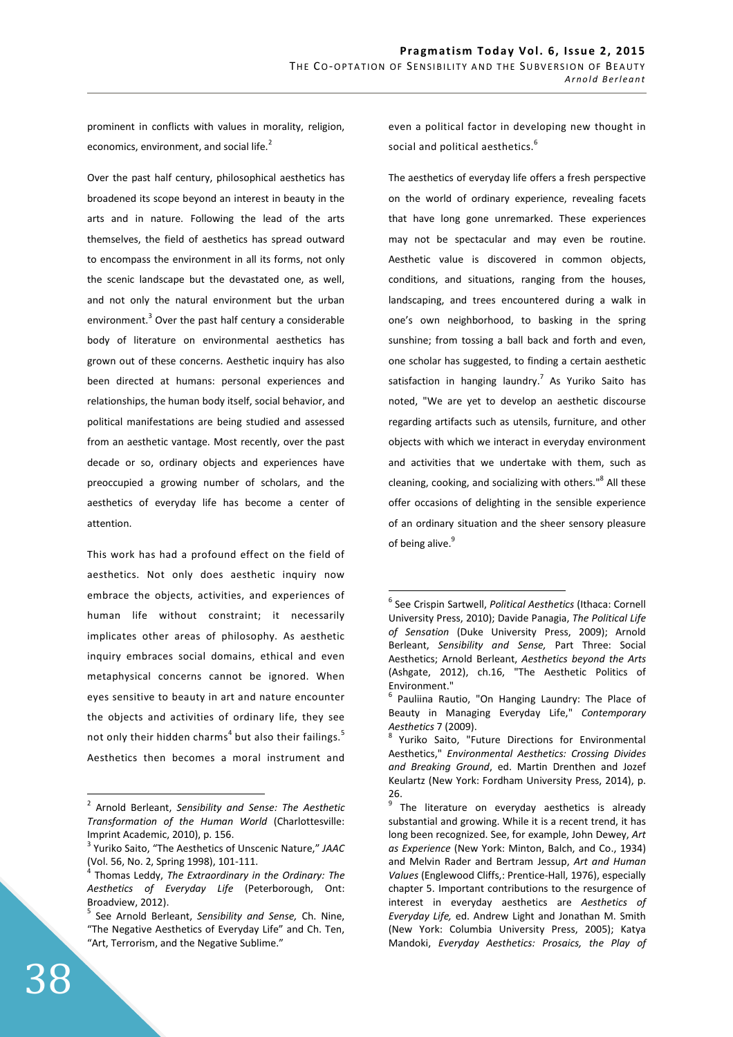prominent in conflicts with values in morality, religion, economics, environment, and social life.[2]

Over the past half century, philosophical aesthetics has broadened its scope beyond an interest in beauty in the arts and in nature. Following the lead of the arts themselves, the field of aesthetics has spread outward to encompass the environment in all its forms, not only the scenic landscape but the devastated one, as well, and not only the natural environment but the urban environment.[3] Over the past half century a considerable body of literature on environmental aesthetics has grown out of these concerns. Aesthetic inquiry has also been directed at humans: personal experiences and relationships, the human body itself, social behavior, and political manifestations are being studied and assessed from an aesthetic vantage. Most recently, over the past decade or so, ordinary objects and experiences have preoccupied a growing number of scholars, and the aesthetics of everyday life has become a center of attention.

This work has had a profound effect on the field of aesthetics. Not only does aesthetic inquiry now embrace the objects, activities, and experiences of human life without constraint; it necessarily implicates other areas of philosophy. As aesthetic inquiry embraces social domains, ethical and even metaphysical concerns cannot be ignored. When eyes sensitive to beauty in art and nature encounter the objects and activities of ordinary life, they see not only their hidden charms[4] but also their failings.[5] Aesthetics then becomes a moral instrument and even a political factor in developing new thought in social and political aesthetics.[6]

The aesthetics of everyday life offers a fresh perspective on the world of ordinary experience, revealing facets that have long gone unremarked. These experiences may not be spectacular and may even be routine. Aesthetic value is discovered in common objects, conditions, and situations, ranging from the houses, landscaping, and trees encountered during a walk in one's own neighborhood, to basking in the spring sunshine; from tossing a ball back and forth and even, one scholar has suggested, to finding a certain aesthetic satisfaction in hanging laundry.[7] As Yuriko Saito has noted, "We are yet to develop an aesthetic discourse regarding artifacts such as utensils, furniture, and other objects with which we interact in everyday environment and activities that we undertake with them, such as cleaning, cooking, and socializing with others."[8] All these offer occasions of delighting in the sensible experience of an ordinary situation and the sheer sensory pleasure of being alive.[9]

---

[2] Arnold Berleant, *Sensibility and Sense: The Aesthetic Transformation of the Human World* (Charlottesville: Imprint Academic, 2010), p. 156.

[3] Yuriko Saito, "The Aesthetics of Unscenic Nature," *JAAC* (Vol. 56, No. 2, Spring 1998), 101-111.

[4] Thomas Leddy, *The Extraordinary in the Ordinary: The Aesthetics of Everyday Life* (Peterborough, Ont: Broadview, 2012).

[5] See Arnold Berleant, *Sensibility and Sense,* Ch. Nine, "The Negative Aesthetics of Everyday Life" and Ch. Ten, "Art, Terrorism, and the Negative Sublime."

[6] See Crispin Sartwell, *Political Aesthetics* (Ithaca: Cornell University Press, 2010); Davide Panagia, *The Political Life of Sensation* (Duke University Press, 2009); Arnold Berleant, *Sensibility and Sense,* Part Three: Social Aesthetics; Arnold Berleant, *Aesthetics beyond the Arts* (Ashgate, 2012), ch.16, "The Aesthetic Politics of Environment."

[6] Pauliina Rautio, "On Hanging Laundry: The Place of Beauty in Managing Everyday Life," *Contemporary Aesthetics* 7 (2009).

[8] Yuriko Saito, "Future Directions for Environmental Aesthetics," *Environmental Aesthetics: Crossing Divides and Breaking Ground*, ed. Martin Drenthen and Jozef Keulartz (New York: Fordham University Press, 2014), p. 26.

[9] The literature on everyday aesthetics is already substantial and growing. While it is a recent trend, it has long been recognized. See, for example, John Dewey, *Art as Experience* (New York: Minton, Balch, and Co., 1934) and Melvin Rader and Bertram Jessup, *Art and Human Values* (Englewood Cliffs,: Prentice-Hall, 1976), especially chapter 5. Important contributions to the resurgence of interest in everyday aesthetics are *Aesthetics of Everyday Life,* ed. Andrew Light and Jonathan M. Smith (New York: Columbia University Press, 2005); Katya Mandoki, *Everyday Aesthetics: Prosaics, the Play of*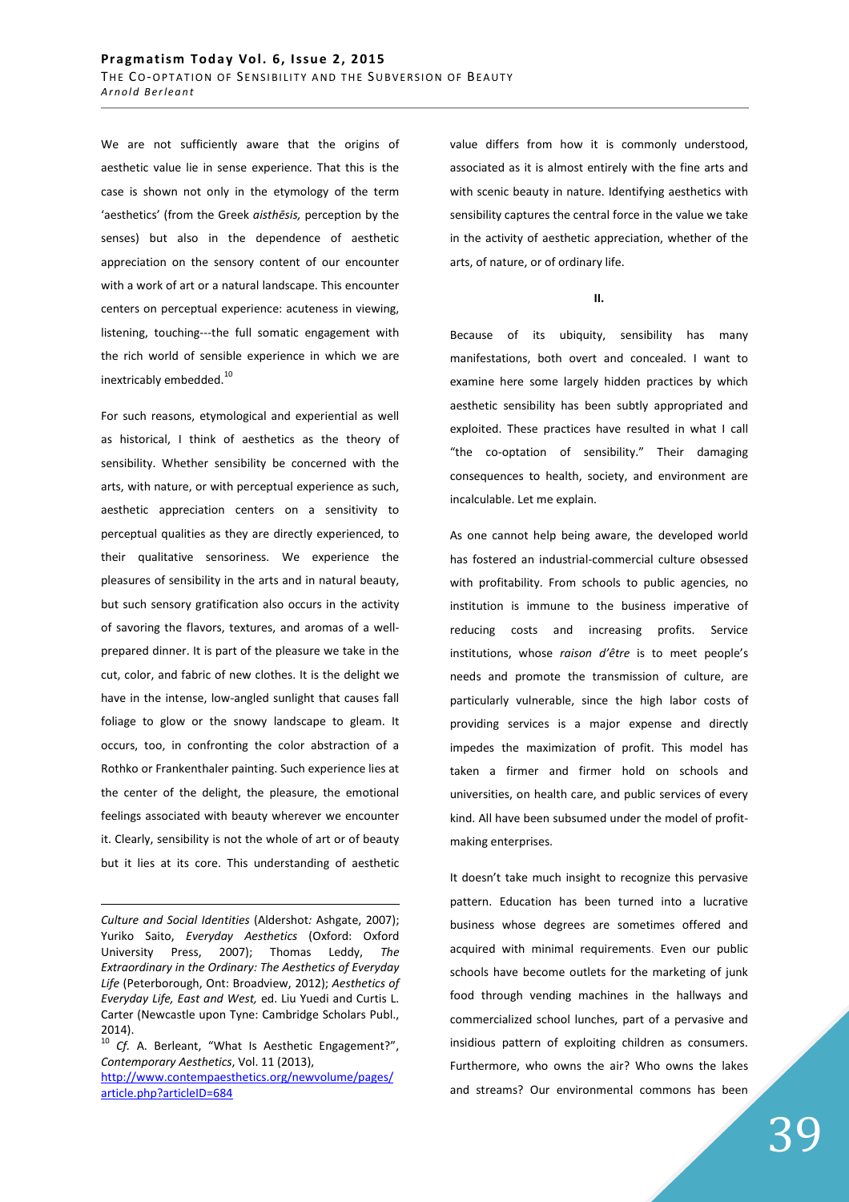We are not sufficiently aware that the origins of aesthetic value lie in sense experience. That this is the case is shown not only in the etymology of the term 'aesthetics' (from the Greek *aisthēsis,* perception by the senses) but also in the dependence of aesthetic appreciation on the sensory content of our encounter with a work of art or a natural landscape. This encounter centers on perceptual experience: acuteness in viewing, listening, touching---the full somatic engagement with the rich world of sensible experience in which we are inextricably embedded.[10]

For such reasons, etymological and experiential as well as historical, I think of aesthetics as the theory of sensibility. Whether sensibility be concerned with the arts, with nature, or with perceptual experience as such, aesthetic appreciation centers on a sensitivity to perceptual qualities as they are directly experienced, to their qualitative sensoriness. We experience the pleasures of sensibility in the arts and in natural beauty, but such sensory gratification also occurs in the activity of savoring the flavors, textures, and aromas of a well-prepared dinner. It is part of the pleasure we take in the cut, color, and fabric of new clothes. It is the delight we have in the intense, low-angled sunlight that causes fall foliage to glow or the snowy landscape to gleam. It occurs, too, in confronting the color abstraction of a Rothko or Frankenthaler painting. Such experience lies at the center of the delight, the pleasure, the emotional feelings associated with beauty wherever we encounter it. Clearly, sensibility is not the whole of art or of beauty but it lies at its core. This understanding of aesthetic value differs from how it is commonly understood, associated as it is almost entirely with the fine arts and with scenic beauty in nature. Identifying aesthetics with sensibility captures the central force in the value we take in the activity of aesthetic appreciation, whether of the arts, of nature, or of ordinary life.

## II.

Because of its ubiquity, sensibility has many manifestations, both overt and concealed. I want to examine here some largely hidden practices by which aesthetic sensibility has been subtly appropriated and exploited. These practices have resulted in what I call "the co-optation of sensibility." Their damaging consequences to health, society, and environment are incalculable. Let me explain.

As one cannot help being aware, the developed world has fostered an industrial-commercial culture obsessed with profitability. From schools to public agencies, no institution is immune to the business imperative of reducing costs and increasing profits. Service institutions, whose *raison d'être* is to meet people's needs and promote the transmission of culture, are particularly vulnerable, since the high labor costs of providing services is a major expense and directly impedes the maximization of profit. This model has taken a firmer and firmer hold on schools and universities, on health care, and public services of every kind. All have been subsumed under the model of profit-making enterprises.

It doesn't take much insight to recognize this pervasive pattern. Education has been turned into a lucrative business whose degrees are sometimes offered and acquired with minimal requirements. Even our public schools have become outlets for the marketing of junk food through vending machines in the hallways and commercialized school lunches, part of a pervasive and insidious pattern of exploiting children as consumers. Furthermore, who owns the air? Who owns the lakes and streams? Our environmental commons has been

---

*Culture and Social Identities* (Aldershot: Ashgate, 2007); Yuriko Saito, *Everyday Aesthetics* (Oxford: Oxford University Press, 2007); Thomas Leddy, *The Extraordinary in the Ordinary: The Aesthetics of Everyday Life* (Peterborough, Ont: Broadview, 2012); *Aesthetics of Everyday Life, East and West,* ed. Liu Yuedi and Curtis L. Carter (Newcastle upon Tyne: Cambridge Scholars Publ., 2014).

[10] *Cf.* A. Berleant, "What Is Aesthetic Engagement?", *Contemporary Aesthetics*, Vol. 11 (2013), http://www.contempaesthetics.org/newvolume/pages/article.php?articleID=684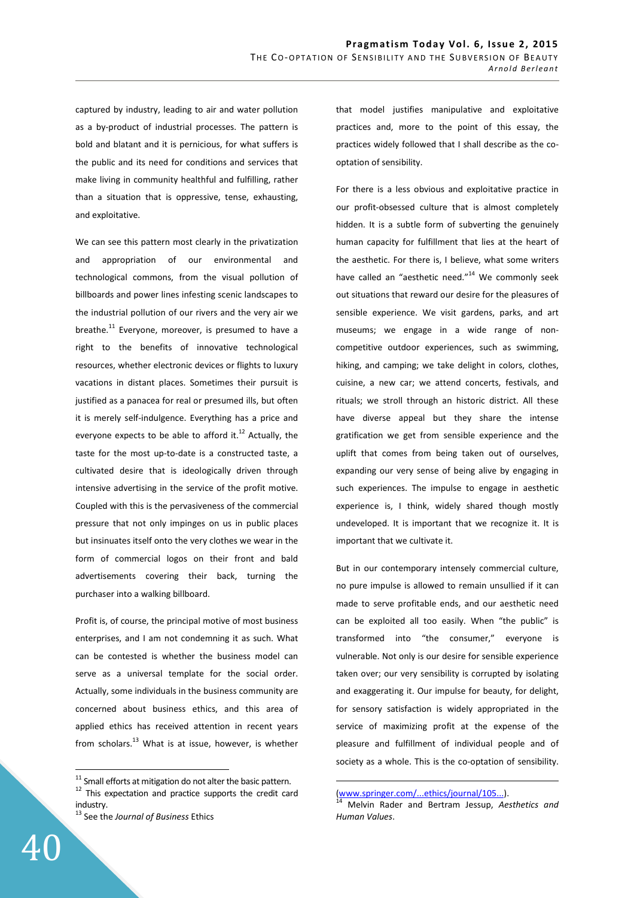captured by industry, leading to air and water pollution as a by-product of industrial processes. The pattern is bold and blatant and it is pernicious, for what suffers is the public and its need for conditions and services that make living in community healthful and fulfilling, rather than a situation that is oppressive, tense, exhausting, and exploitative.

We can see this pattern most clearly in the privatization and appropriation of our environmental and technological commons, from the visual pollution of billboards and power lines infesting scenic landscapes to the industrial pollution of our rivers and the very air we breathe.[11] Everyone, moreover, is presumed to have a right to the benefits of innovative technological resources, whether electronic devices or flights to luxury vacations in distant places. Sometimes their pursuit is justified as a panacea for real or presumed ills, but often it is merely self-indulgence. Everything has a price and everyone expects to be able to afford it.[12] Actually, the taste for the most up-to-date is a constructed taste, a cultivated desire that is ideologically driven through intensive advertising in the service of the profit motive. Coupled with this is the pervasiveness of the commercial pressure that not only impinges on us in public places but insinuates itself onto the very clothes we wear in the form of commercial logos on their front and bald advertisements covering their back, turning the purchaser into a walking billboard.

Profit is, of course, the principal motive of most business enterprises, and I am not condemning it as such. What can be contested is whether the business model can serve as a universal template for the social order. Actually, some individuals in the business community are concerned about business ethics, and this area of applied ethics has received attention in recent years from scholars.[13] What is at issue, however, is whether that model justifies manipulative and exploitative practices and, more to the point of this essay, the practices widely followed that I shall describe as the co-optation of sensibility.

For there is a less obvious and exploitative practice in our profit-obsessed culture that is almost completely hidden. It is a subtle form of subverting the genuinely human capacity for fulfillment that lies at the heart of the aesthetic. For there is, I believe, what some writers have called an "aesthetic need."[14] We commonly seek out situations that reward our desire for the pleasures of sensible experience. We visit gardens, parks, and art museums; we engage in a wide range of non-competitive outdoor experiences, such as swimming, hiking, and camping; we take delight in colors, clothes, cuisine, a new car; we attend concerts, festivals, and rituals; we stroll through an historic district. All these have diverse appeal but they share the intense gratification we get from sensible experience and the uplift that comes from being taken out of ourselves, expanding our very sense of being alive by engaging in such experiences. The impulse to engage in aesthetic experience is, I think, widely shared though mostly undeveloped. It is important that we recognize it. It is important that we cultivate it.

But in our contemporary intensely commercial culture, no pure impulse is allowed to remain unsullied if it can made to serve profitable ends, and our aesthetic need can be exploited all too easily. When "the public" is transformed into "the consumer," everyone is vulnerable. Not only is our desire for sensible experience taken over; our very sensibility is corrupted by isolating and exaggerating it. Our impulse for beauty, for delight, for sensory satisfaction is widely appropriated in the service of maximizing profit at the expense of the pleasure and fulfillment of individual people and of society as a whole. This is the co-optation of sensibility.

---

[11] Small efforts at mitigation do not alter the basic pattern.

[12] This expectation and practice supports the credit card industry.

[13] See the *Journal of Business* Ethics (www.springer.com/...ethics/journal/105...).

[14] Melvin Rader and Bertram Jessup, *Aesthetics and Human Values*.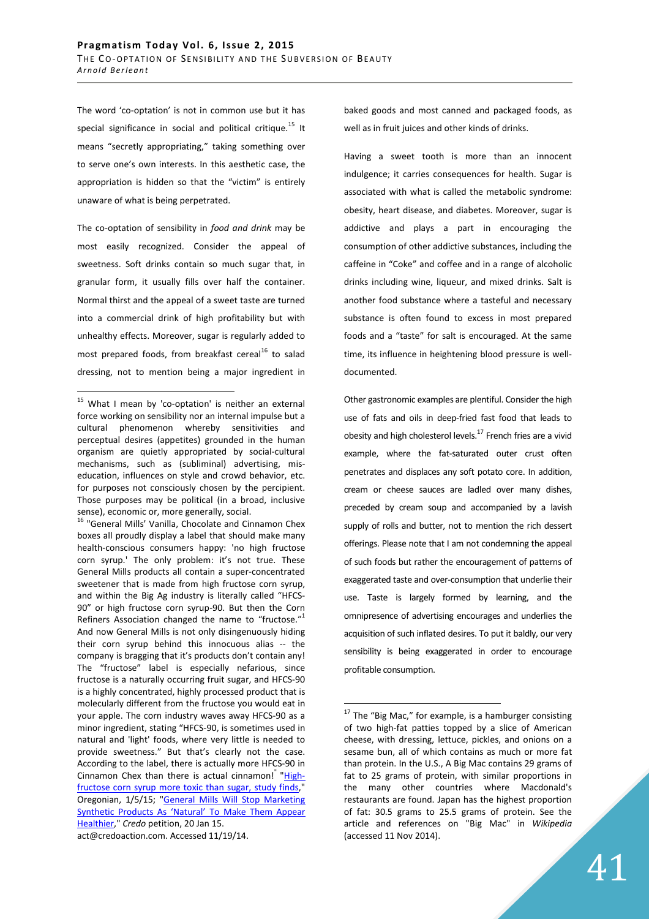The word 'co-optation' is not in common use but it has special significance in social and political critique.[15] It means "secretly appropriating," taking something over to serve one's own interests. In this aesthetic case, the appropriation is hidden so that the "victim" is entirely unaware of what is being perpetrated.

The co-optation of sensibility in *food and drink* may be most easily recognized. Consider the appeal of sweetness. Soft drinks contain so much sugar that, in granular form, it usually fills over half the container. Normal thirst and the appeal of a sweet taste are turned into a commercial drink of high profitability but with unhealthy effects. Moreover, sugar is regularly added to most prepared foods, from breakfast cereal[16] to salad dressing, not to mention being a major ingredient in baked goods and most canned and packaged foods, as well as in fruit juices and other kinds of drinks.

Having a sweet tooth is more than an innocent indulgence; it carries consequences for health. Sugar is associated with what is called the metabolic syndrome: obesity, heart disease, and diabetes. Moreover, sugar is addictive and plays a part in encouraging the consumption of other addictive substances, including the caffeine in "Coke" and coffee and in a range of alcoholic drinks including wine, liqueur, and mixed drinks. Salt is another food substance where a tasteful and necessary substance is often found to excess in most prepared foods and a "taste" for salt is encouraged. At the same time, its influence in heightening blood pressure is well-documented.

Other gastronomic examples are plentiful. Consider the high use of fats and oils in deep-fried fast food that leads to obesity and high cholesterol levels.[17] French fries are a vivid example, where the fat-saturated outer crust often penetrates and displaces any soft potato core. In addition, cream or cheese sauces are ladled over many dishes, preceded by cream soup and accompanied by a lavish supply of rolls and butter, not to mention the rich dessert offerings. Please note that I am not condemning the appeal of such foods but rather the encouragement of patterns of exaggerated taste and over-consumption that underlie their use. Taste is largely formed by learning, and the omnipresence of advertising encourages and underlies the acquisition of such inflated desires. To put it baldly, our very sensibility is being exaggerated in order to encourage profitable consumption.

---

[15] What I mean by 'co-optation' is neither an external force working on sensibility nor an internal impulse but a cultural phenomenon whereby sensitivities and perceptual desires (appetites) grounded in the human organism are quietly appropriated by social-cultural mechanisms, such as (subliminal) advertising, mis-education, influences on style and crowd behavior, etc. for purposes not consciously chosen by the percipient. Those purposes may be political (in a broad, inclusive sense), economic or, more generally, social.

[16] "General Mills' Vanilla, Chocolate and Cinnamon Chex boxes all proudly display a label that should make many health-conscious consumers happy: 'no high fructose corn syrup.' The only problem: it's not true. These General Mills products all contain a super-concentrated sweetener that is made from high fructose corn syrup, and within the Big Ag industry is literally called "HFCS-90" or high fructose corn syrup-90. But then the Corn Refiners Association changed the name to "fructose."[1] And now General Mills is not only disingenuously hiding their corn syrup behind this innocuous alias -- the company is bragging that it's products don't contain any! The "fructose" label is especially nefarious, since fructose is a naturally occurring fruit sugar, and HFCS-90 is a highly concentrated, highly processed product that is molecularly different from the fructose you would eat in your apple. The corn industry waves away HFCS-90 as a minor ingredient, stating "HFCS-90, is sometimes used in natural and 'light' foods, where very little is needed to provide sweetness." But that's clearly not the case. According to the label, there is actually more HFCS-90 in Cinnamon Chex than there is actual cinnamon!" "High-fructose corn syrup more toxic than sugar, study finds," Oregonian, 1/5/15; "General Mills Will Stop Marketing Synthetic Products As 'Natural' To Make Them Appear Healthier," *Credo* petition, 20 Jan 15. act@credoaction.com. Accessed 11/19/14.

[17] The "Big Mac," for example, is a hamburger consisting of two high-fat patties topped by a slice of American cheese, with dressing, lettuce, pickles, and onions on a sesame bun, all of which contains as much or more fat than protein. In the U.S., A Big Mac contains 29 grams of fat to 25 grams of protein, with similar proportions in the many other countries where Macdonald's restaurants are found. Japan has the highest proportion of fat: 30.5 grams to 25.5 grams of protein. See the article and references on "Big Mac" in *Wikipedia* (accessed 11 Nov 2014).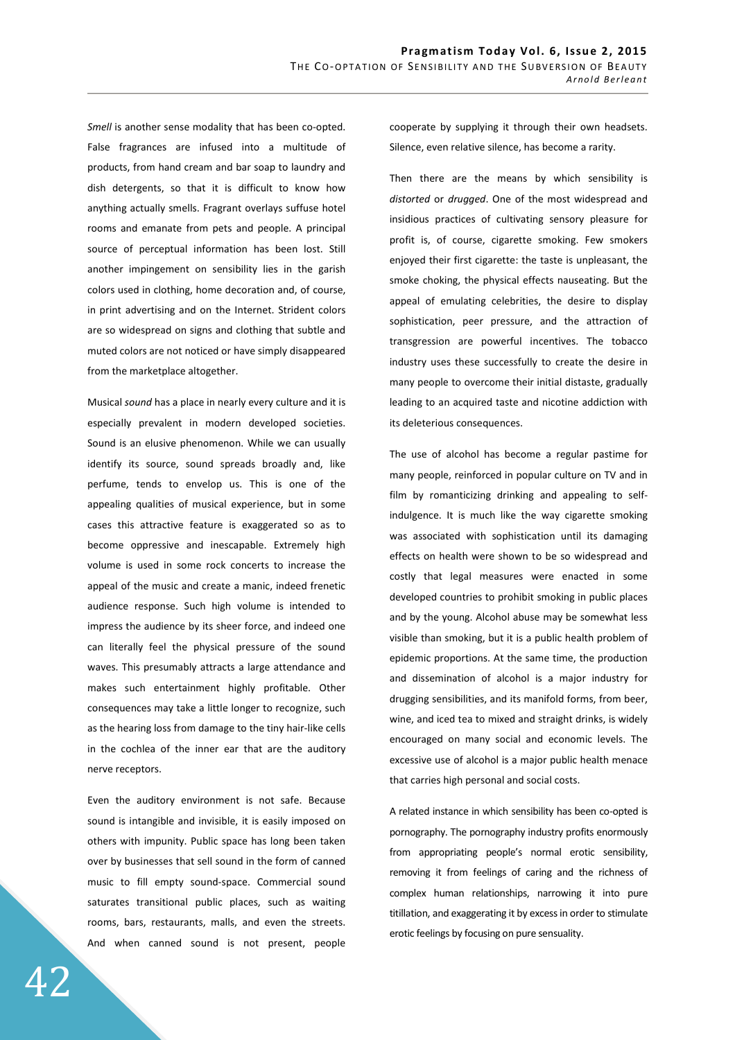*Smell* is another sense modality that has been co-opted. False fragrances are infused into a multitude of products, from hand cream and bar soap to laundry and dish detergents, so that it is difficult to know how anything actually smells. Fragrant overlays suffuse hotel rooms and emanate from pets and people. A principal source of perceptual information has been lost. Still another impingement on sensibility lies in the garish colors used in clothing, home decoration and, of course, in print advertising and on the Internet. Strident colors are so widespread on signs and clothing that subtle and muted colors are not noticed or have simply disappeared from the marketplace altogether.

Musical *sound* has a place in nearly every culture and it is especially prevalent in modern developed societies. Sound is an elusive phenomenon. While we can usually identify its source, sound spreads broadly and, like perfume, tends to envelop us. This is one of the appealing qualities of musical experience, but in some cases this attractive feature is exaggerated so as to become oppressive and inescapable. Extremely high volume is used in some rock concerts to increase the appeal of the music and create a manic, indeed frenetic audience response. Such high volume is intended to impress the audience by its sheer force, and indeed one can literally feel the physical pressure of the sound waves. This presumably attracts a large attendance and makes such entertainment highly profitable. Other consequences may take a little longer to recognize, such as the hearing loss from damage to the tiny hair-like cells in the cochlea of the inner ear that are the auditory nerve receptors.

Even the auditory environment is not safe. Because sound is intangible and invisible, it is easily imposed on others with impunity. Public space has long been taken over by businesses that sell sound in the form of canned music to fill empty sound-space. Commercial sound saturates transitional public places, such as waiting rooms, bars, restaurants, malls, and even the streets. And when canned sound is not present, people cooperate by supplying it through their own headsets. Silence, even relative silence, has become a rarity.

Then there are the means by which sensibility is *distorted* or *drugged*. One of the most widespread and insidious practices of cultivating sensory pleasure for profit is, of course, cigarette smoking. Few smokers enjoyed their first cigarette: the taste is unpleasant, the smoke choking, the physical effects nauseating. But the appeal of emulating celebrities, the desire to display sophistication, peer pressure, and the attraction of transgression are powerful incentives. The tobacco industry uses these successfully to create the desire in many people to overcome their initial distaste, gradually leading to an acquired taste and nicotine addiction with its deleterious consequences.

The use of alcohol has become a regular pastime for many people, reinforced in popular culture on TV and in film by romanticizing drinking and appealing to self-indulgence. It is much like the way cigarette smoking was associated with sophistication until its damaging effects on health were shown to be so widespread and costly that legal measures were enacted in some developed countries to prohibit smoking in public places and by the young. Alcohol abuse may be somewhat less visible than smoking, but it is a public health problem of epidemic proportions. At the same time, the production and dissemination of alcohol is a major industry for drugging sensibilities, and its manifold forms, from beer, wine, and iced tea to mixed and straight drinks, is widely encouraged on many social and economic levels. The excessive use of alcohol is a major public health menace that carries high personal and social costs.

A related instance in which sensibility has been co-opted is pornography. The pornography industry profits enormously from appropriating people's normal erotic sensibility, removing it from feelings of caring and the richness of complex human relationships, narrowing it into pure titillation, and exaggerating it by excess in order to stimulate erotic feelings by focusing on pure sensuality.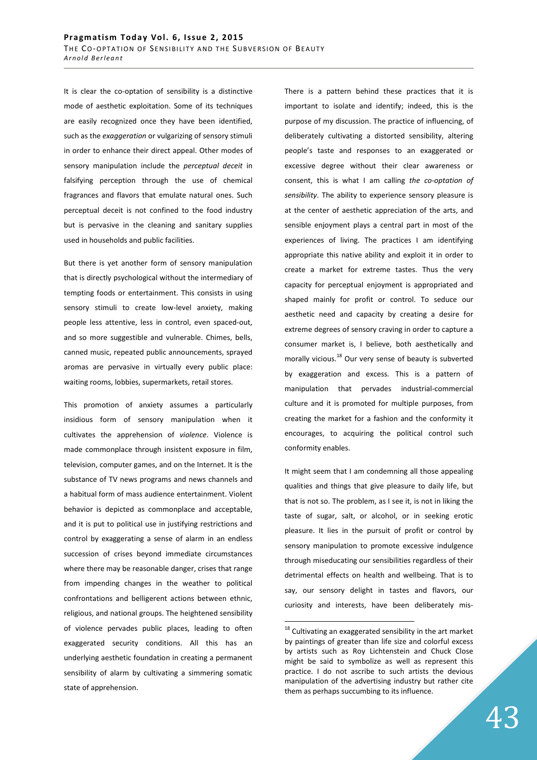It is clear the co-optation of sensibility is a distinctive mode of aesthetic exploitation. Some of its techniques are easily recognized once they have been identified, such as the *exaggeration* or vulgarizing of sensory stimuli in order to enhance their direct appeal. Other modes of sensory manipulation include the *perceptual deceit* in falsifying perception through the use of chemical fragrances and flavors that emulate natural ones. Such perceptual deceit is not confined to the food industry but is pervasive in the cleaning and sanitary supplies used in households and public facilities.

But there is yet another form of sensory manipulation that is directly psychological without the intermediary of tempting foods or entertainment. This consists in using sensory stimuli to create low-level anxiety, making people less attentive, less in control, even spaced-out, and so more suggestible and vulnerable. Chimes, bells, canned music, repeated public announcements, sprayed aromas are pervasive in virtually every public place: waiting rooms, lobbies, supermarkets, retail stores.

This promotion of anxiety assumes a particularly insidious form of sensory manipulation when it cultivates the apprehension of *violence*. Violence is made commonplace through insistent exposure in film, television, computer games, and on the Internet. It is the substance of TV news programs and news channels and a habitual form of mass audience entertainment. Violent behavior is depicted as commonplace and acceptable, and it is put to political use in justifying restrictions and control by exaggerating a sense of alarm in an endless succession of crises beyond immediate circumstances where there may be reasonable danger, crises that range from impending changes in the weather to political confrontations and belligerent actions between ethnic, religious, and national groups. The heightened sensibility of violence pervades public places, leading to often exaggerated security conditions. All this has an underlying aesthetic foundation in creating a permanent sensibility of alarm by cultivating a simmering somatic state of apprehension.

There is a pattern behind these practices that it is important to isolate and identify; indeed, this is the purpose of my discussion. The practice of influencing, of deliberately cultivating a distorted sensibility, altering people's taste and responses to an exaggerated or excessive degree without their clear awareness or consent, this is what I am calling *the co-optation of sensibility*. The ability to experience sensory pleasure is at the center of aesthetic appreciation of the arts, and sensible enjoyment plays a central part in most of the experiences of living. The practices I am identifying appropriate this native ability and exploit it in order to create a market for extreme tastes. Thus the very capacity for perceptual enjoyment is appropriated and shaped mainly for profit or control. To seduce our aesthetic need and capacity by creating a desire for extreme degrees of sensory craving in order to capture a consumer market is, I believe, both aesthetically and morally vicious.[18] Our very sense of beauty is subverted by exaggeration and excess. This is a pattern of manipulation that pervades industrial-commercial culture and it is promoted for multiple purposes, from creating the market for a fashion and the conformity it encourages, to acquiring the political control such conformity enables.

It might seem that I am condemning all those appealing qualities and things that give pleasure to daily life, but that is not so. The problem, as I see it, is not in liking the taste of sugar, salt, or alcohol, or in seeking erotic pleasure. It lies in the pursuit of profit or control by sensory manipulation to promote excessive indulgence through miseducating our sensibilities regardless of their detrimental effects on health and wellbeing. That is to say, our sensory delight in tastes and flavors, our curiosity and interests, have been deliberately mis-

[18] Cultivating an exaggerated sensibility in the art market by paintings of greater than life size and colorful excess by artists such as Roy Lichtenstein and Chuck Close might be said to symbolize as well as represent this practice. I do not ascribe to such artists the devious manipulation of the advertising industry but rather cite them as perhaps succumbing to its influence.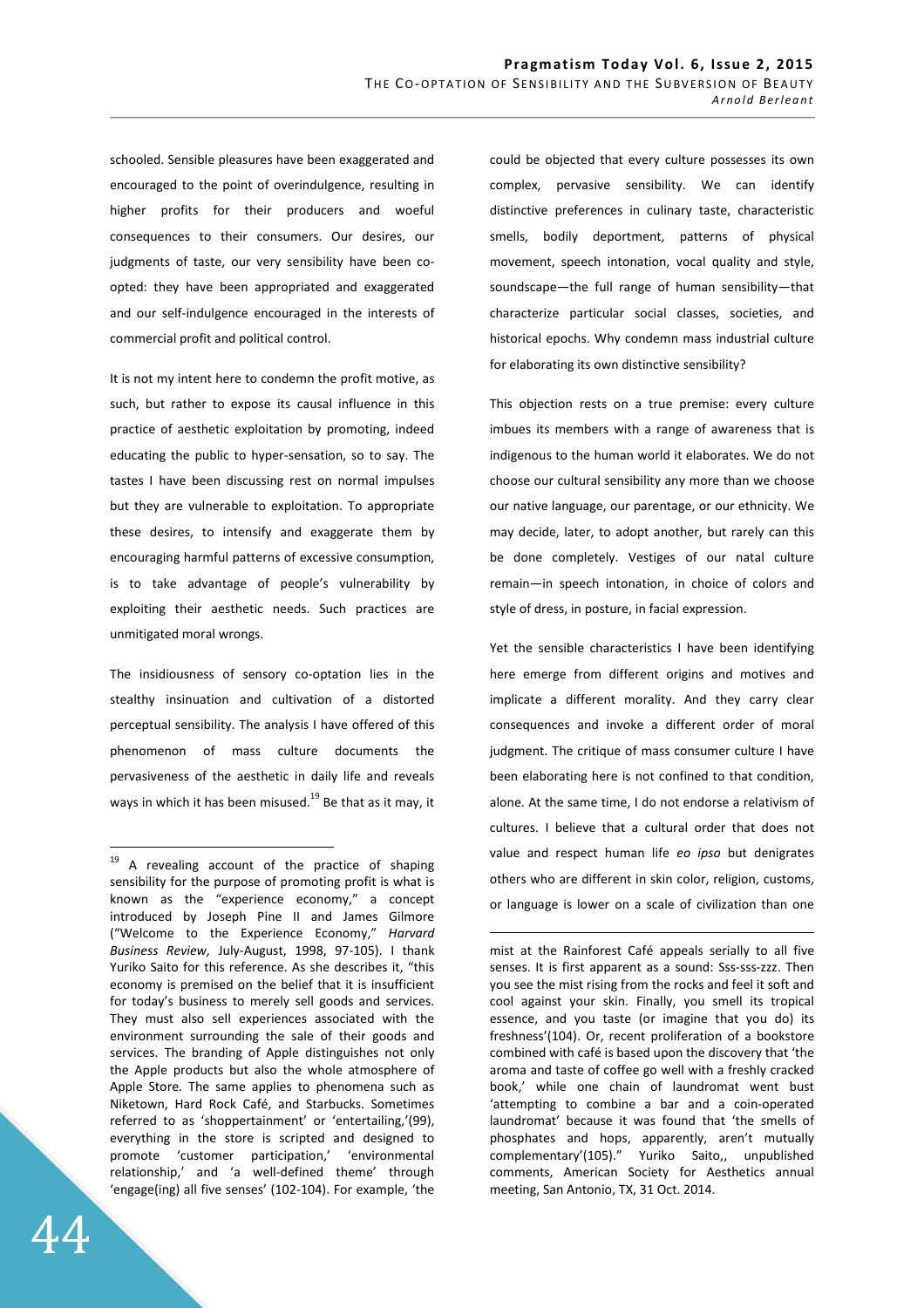schooled. Sensible pleasures have been exaggerated and encouraged to the point of overindulgence, resulting in higher profits for their producers and woeful consequences to their consumers. Our desires, our judgments of taste, our very sensibility have been co-opted: they have been appropriated and exaggerated and our self-indulgence encouraged in the interests of commercial profit and political control.

It is not my intent here to condemn the profit motive, as such, but rather to expose its causal influence in this practice of aesthetic exploitation by promoting, indeed educating the public to hyper-sensation, so to say. The tastes I have been discussing rest on normal impulses but they are vulnerable to exploitation. To appropriate these desires, to intensify and exaggerate them by encouraging harmful patterns of excessive consumption, is to take advantage of people's vulnerability by exploiting their aesthetic needs. Such practices are unmitigated moral wrongs.

The insidiousness of sensory co-optation lies in the stealthy insinuation and cultivation of a distorted perceptual sensibility. The analysis I have offered of this phenomenon of mass culture documents the pervasiveness of the aesthetic in daily life and reveals ways in which it has been misused.[19] Be that as it may, it could be objected that every culture possesses its own complex, pervasive sensibility. We can identify distinctive preferences in culinary taste, characteristic smells, bodily deportment, patterns of physical movement, speech intonation, vocal quality and style, soundscape—the full range of human sensibility—that characterize particular social classes, societies, and historical epochs. Why condemn mass industrial culture for elaborating its own distinctive sensibility?

This objection rests on a true premise: every culture imbues its members with a range of awareness that is indigenous to the human world it elaborates. We do not choose our cultural sensibility any more than we choose our native language, our parentage, or our ethnicity. We may decide, later, to adopt another, but rarely can this be done completely. Vestiges of our natal culture remain—in speech intonation, in choice of colors and style of dress, in posture, in facial expression.

Yet the sensible characteristics I have been identifying here emerge from different origins and motives and implicate a different morality. And they carry clear consequences and invoke a different order of moral judgment. The critique of mass consumer culture I have been elaborating here is not confined to that condition, alone. At the same time, I do not endorse a relativism of cultures. I believe that a cultural order that does not value and respect human life *eo ipso* but denigrates others who are different in skin color, religion, customs, or language is lower on a scale of civilization than one

---

[19] A revealing account of the practice of shaping sensibility for the purpose of promoting profit is what is known as the "experience economy," a concept introduced by Joseph Pine II and James Gilmore ("Welcome to the Experience Economy," *Harvard Business Review*, July-August, 1998, 97-105). I thank Yuriko Saito for this reference. As she describes it, "this economy is premised on the belief that it is insufficient for today's business to merely sell goods and services. They must also sell experiences associated with the environment surrounding the sale of their goods and services. The branding of Apple distinguishes not only the Apple products but also the whole atmosphere of Apple Store. The same applies to phenomena such as Niketown, Hard Rock Café, and Starbucks. Sometimes referred to as 'shoppertainment' or 'entertailing,'(99), everything in the store is scripted and designed to promote 'customer participation,' 'environmental relationship,' and 'a well-defined theme' through 'engage(ing) all five senses' (102-104). For example, 'the mist at the Rainforest Café appeals serially to all five senses. It is first apparent as a sound: Sss-sss-zzz. Then you see the mist rising from the rocks and feel it soft and cool against your skin. Finally, you smell its tropical essence, and you taste (or imagine that you do) its freshness'(104). Or, recent proliferation of a bookstore combined with café is based upon the discovery that 'the aroma and taste of coffee go well with a freshly cracked book,' while one chain of laundromat went bust 'attempting to combine a bar and a coin-operated laundromat' because it was found that 'the smells of phosphates and hops, apparently, aren't mutually complementary'(105)." Yuriko Saito,, unpublished comments, American Society for Aesthetics annual meeting, San Antonio, TX, 31 Oct. 2014.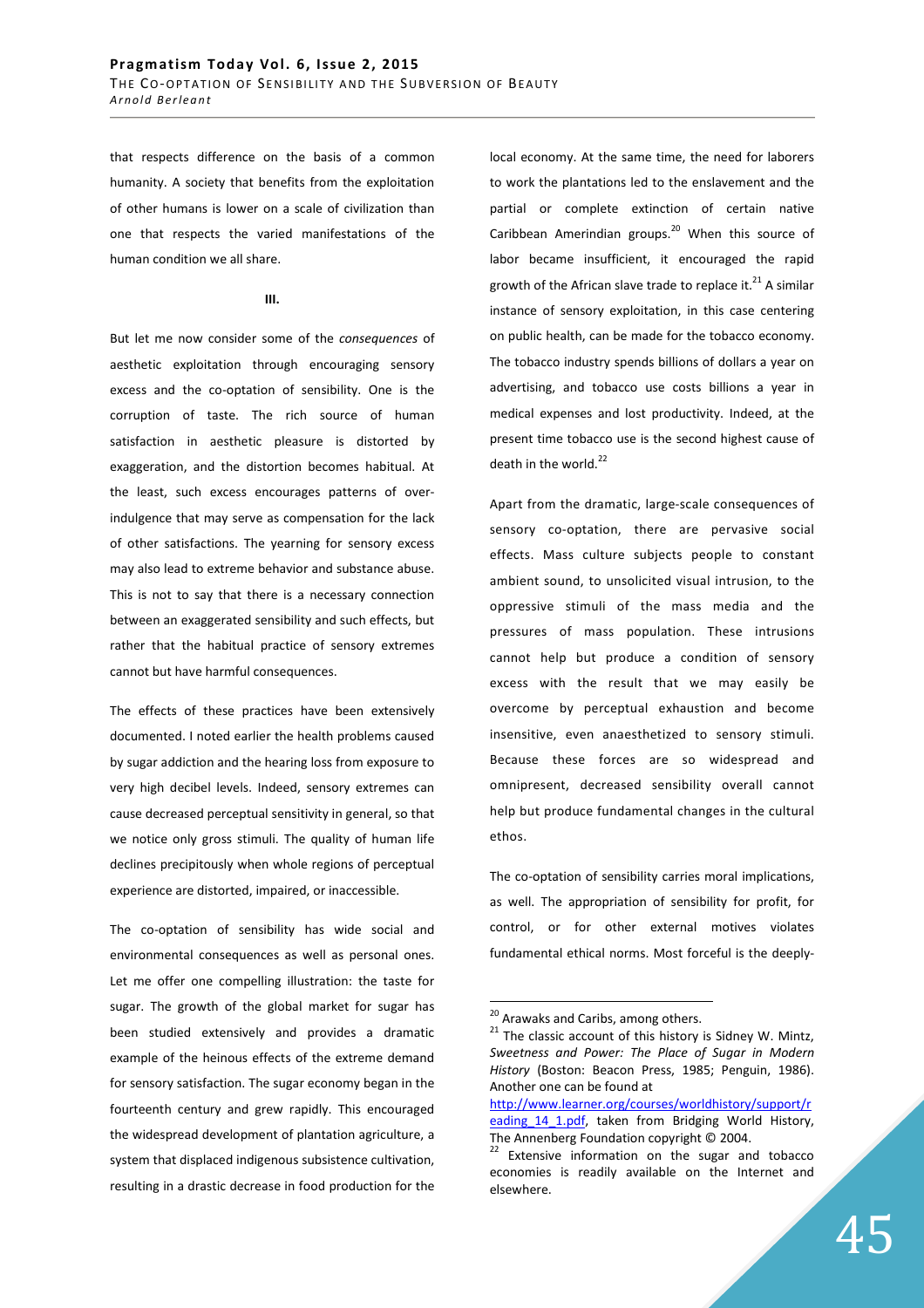that respects difference on the basis of a common humanity. A society that benefits from the exploitation of other humans is lower on a scale of civilization than one that respects the varied manifestations of the human condition we all share.

### III.

But let me now consider some of the *consequences* of aesthetic exploitation through encouraging sensory excess and the co-optation of sensibility. One is the corruption of taste. The rich source of human satisfaction in aesthetic pleasure is distorted by exaggeration, and the distortion becomes habitual. At the least, such excess encourages patterns of over-indulgence that may serve as compensation for the lack of other satisfactions. The yearning for sensory excess may also lead to extreme behavior and substance abuse. This is not to say that there is a necessary connection between an exaggerated sensibility and such effects, but rather that the habitual practice of sensory extremes cannot but have harmful consequences.

The effects of these practices have been extensively documented. I noted earlier the health problems caused by sugar addiction and the hearing loss from exposure to very high decibel levels. Indeed, sensory extremes can cause decreased perceptual sensitivity in general, so that we notice only gross stimuli. The quality of human life declines precipitously when whole regions of perceptual experience are distorted, impaired, or inaccessible.

The co-optation of sensibility has wide social and environmental consequences as well as personal ones. Let me offer one compelling illustration: the taste for sugar. The growth of the global market for sugar has been studied extensively and provides a dramatic example of the heinous effects of the extreme demand for sensory satisfaction. The sugar economy began in the fourteenth century and grew rapidly. This encouraged the widespread development of plantation agriculture, a system that displaced indigenous subsistence cultivation, resulting in a drastic decrease in food production for the local economy. At the same time, the need for laborers to work the plantations led to the enslavement and the partial or complete extinction of certain native Caribbean Amerindian groups.[20] When this source of labor became insufficient, it encouraged the rapid growth of the African slave trade to replace it.[21] A similar instance of sensory exploitation, in this case centering on public health, can be made for the tobacco economy. The tobacco industry spends billions of dollars a year on advertising, and tobacco use costs billions a year in medical expenses and lost productivity. Indeed, at the present time tobacco use is the second highest cause of death in the world.[22]

Apart from the dramatic, large-scale consequences of sensory co-optation, there are pervasive social effects. Mass culture subjects people to constant ambient sound, to unsolicited visual intrusion, to the oppressive stimuli of the mass media and the pressures of mass population. These intrusions cannot help but produce a condition of sensory excess with the result that we may easily be overcome by perceptual exhaustion and become insensitive, even anaesthetized to sensory stimuli. Because these forces are so widespread and omnipresent, decreased sensibility overall cannot help but produce fundamental changes in the cultural ethos.

The co-optation of sensibility carries moral implications, as well. The appropriation of sensibility for profit, for control, or for other external motives violates fundamental ethical norms. Most forceful is the deeply-

---

[20] Arawaks and Caribs, among others.

[21] The classic account of this history is Sidney W. Mintz, *Sweetness and Power: The Place of Sugar in Modern History* (Boston: Beacon Press, 1985; Penguin, 1986). Another one can be found at http://www.learner.org/courses/worldhistory/support/reading_14_1.pdf, taken from Bridging World History, The Annenberg Foundation copyright © 2004.

[22] Extensive information on the sugar and tobacco economies is readily available on the Internet and elsewhere.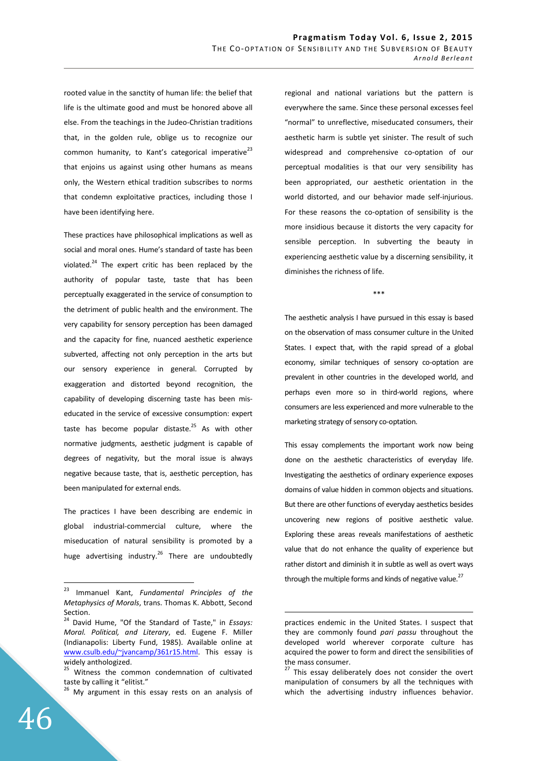rooted value in the sanctity of human life: the belief that life is the ultimate good and must be honored above all else. From the teachings in the Judeo-Christian traditions that, in the golden rule, oblige us to recognize our common humanity, to Kant's categorical imperative[23] that enjoins us against using other humans as means only, the Western ethical tradition subscribes to norms that condemn exploitative practices, including those I have been identifying here.

These practices have philosophical implications as well as social and moral ones. Hume's standard of taste has been violated.[24] The expert critic has been replaced by the authority of popular taste, taste that has been perceptually exaggerated in the service of consumption to the detriment of public health and the environment. The very capability for sensory perception has been damaged and the capacity for fine, nuanced aesthetic experience subverted, affecting not only perception in the arts but our sensory experience in general. Corrupted by exaggeration and distorted beyond recognition, the capability of developing discerning taste has been mis-educated in the service of excessive consumption: expert taste has become popular distaste.[25] As with other normative judgments, aesthetic judgment is capable of degrees of negativity, but the moral issue is always negative because taste, that is, aesthetic perception, has been manipulated for external ends.

The practices I have been describing are endemic in global industrial-commercial culture, where the miseducation of natural sensibility is promoted by a huge advertising industry.[26] There are undoubtedly regional and national variations but the pattern is everywhere the same. Since these personal excesses feel "normal" to unreflective, miseducated consumers, their aesthetic harm is subtle yet sinister. The result of such widespread and comprehensive co-optation of our perceptual modalities is that our very sensibility has been appropriated, our aesthetic orientation in the world distorted, and our behavior made self-injurious. For these reasons the co-optation of sensibility is the more insidious because it distorts the very capacity for sensible perception. In subverting the beauty in experiencing aesthetic value by a discerning sensibility, it diminishes the richness of life.

***

The aesthetic analysis I have pursued in this essay is based on the observation of mass consumer culture in the United States. I expect that, with the rapid spread of a global economy, similar techniques of sensory co-optation are prevalent in other countries in the developed world, and perhaps even more so in third-world regions, where consumers are less experienced and more vulnerable to the marketing strategy of sensory co-optation.

This essay complements the important work now being done on the aesthetic characteristics of everyday life. Investigating the aesthetics of ordinary experience exposes domains of value hidden in common objects and situations. But there are other functions of everyday aesthetics besides uncovering new regions of positive aesthetic value. Exploring these areas reveals manifestations of aesthetic value that do not enhance the quality of experience but rather distort and diminish it in subtle as well as overt ways through the multiple forms and kinds of negative value.[27]

---

[23] Immanuel Kant, *Fundamental Principles of the Metaphysics of Morals*, trans. Thomas K. Abbott, Second Section.

[24] David Hume, "Of the Standard of Taste," in *Essays: Moral. Political, and Literary*, ed. Eugene F. Miller (Indianapolis: Liberty Fund, 1985). Available online at www.csulb.edu/~jvancamp/361r15.html. This essay is widely anthologized.

[25] Witness the common condemnation of cultivated taste by calling it "elitist."

[26] My argument in this essay rests on an analysis of practices endemic in the United States. I suspect that they are commonly found *pari passu* throughout the developed world wherever corporate culture has acquired the power to form and direct the sensibilities of the mass consumer.

[27] This essay deliberately does not consider the overt manipulation of consumers by all the techniques with which the advertising industry influences behavior.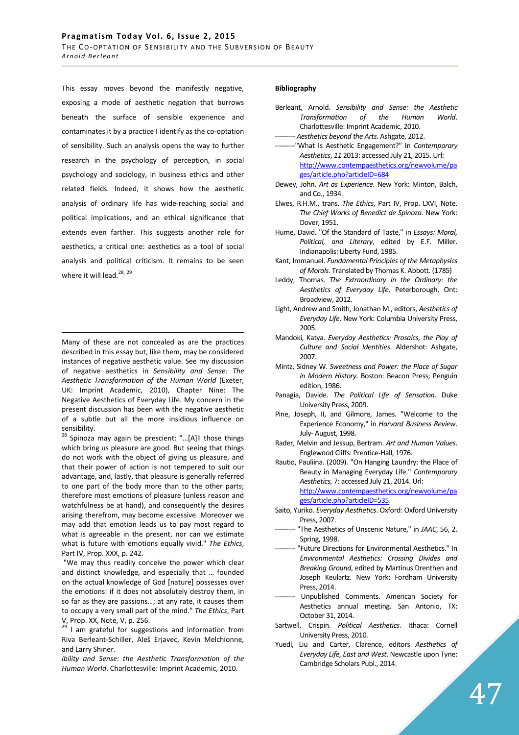This essay moves beyond the manifestly negative, exposing a mode of aesthetic negation that burrows beneath the surface of sensible experience and contaminates it by a practice I identify as the co-optation of sensibility. Such an analysis opens the way to further research in the psychology of perception, in social psychology and sociology, in business ethics and other related fields. Indeed, it shows how the aesthetic analysis of ordinary life has wide-reaching social and political implications, and an ethical significance that extends even farther. This suggests another role for aesthetics, a critical one: aesthetics as a tool of social analysis and political criticism. It remains to be seen where it will lead.[28, 29]

---

Many of these are not concealed as are the practices described in this essay but, like them, may be considered instances of negative aesthetic value. See my discussion of negative aesthetics in *Sensibility and Sense: The Aesthetic Transformation of the Human World* (Exeter, UK: Imprint Academic, 2010), Chapter Nine: The Negative Aesthetics of Everyday Life. My concern in the present discussion has been with the negative aesthetic of a subtle but all the more insidious influence on sensibility.

[28] Spinoza may again be prescient: "…[A]ll those things which bring us pleasure are good. But seeing that things do not work with the object of giving us pleasure, and that their power of action is not tempered to suit our advantage, and, lastly, that pleasure is generally referred to one part of the body more than to the other parts; therefore most emotions of pleasure (unless reason and watchfulness be at hand), and consequently the desires arising therefrom, may become excessive. Moreover we may add that emotion leads us to pay most regard to what is agreeable in the present, nor can we estimate what is future with emotions equally vivid." *The Ethics*, Part IV, Prop. XXX, p. 242.

"We may thus readily conceive the power which clear and distinct knowledge, and especially that … founded on the actual knowledge of God [nature] possesses over the emotions: if it does not absolutely destroy them, in so far as they are passions…; at any rate, it causes them to occupy a very small part of the mind." *The Ethics*, Part V, Prop. XX, Note, V, p. 256.

[29] I am grateful for suggestions and information from Riva Berleant-Schiller, Aleš Erjavec, Kevin Melchionne, and Larry Shiner.

*ibility and Sense: the Aesthetic Transformation of the Human World*. Charlottesville: Imprint Academic, 2010.

## Bibliography

Berleant, Arnold. *Sensibility and Sense: the Aesthetic Transformation of the Human World*. Charlottesville: Imprint Academic, 2010.

--------- *Aesthetics beyond the Arts*. Ashgate, 2012.

---------"What Is Aesthetic Engagement?" In *Contemporary Aesthetics*, *11* 2013: accessed July 21, 2015. Url: http://www.contempaesthetics.org/newvolume/pages/article.php?articleID=684

Dewey, John. *Art as Experience*. New York: Minton, Balch, and Co., 1934.

Elwes, R.H.M., trans. *The Ethics*, Part IV, Prop. LXVI, Note. *The Chief Works of Benedict de Spinoza*. New York: Dover, 1951.

Hume, David. "Of the Standard of Taste," in *Essays: Moral, Political, and Literary*, edited by E.F. Miller. Indianapolis: Liberty Fund, 1985.

Kant, Immanuel. *Fundamental Principles of the Metaphysics of Morals*. Translated by Thomas K. Abbott. (1785)

Leddy, Thomas. *The Extraordinary in the Ordinary: the Aesthetics of Everyday Life*. Peterborough, Ont: Broadview, 2012.

Light, Andrew and Smith, Jonathan M., editors, *Aesthetics of Everyday Life*. New York: Columbia University Press, 2005.

Mandoki, Katya. *Everyday Aesthetics: Prosaics, the Play of Culture and Social Identities*. Aldershot: Ashgate, 2007.

Mintz, Sidney W. *Sweetness and Power: the Place of Sugar in Modern History*. Boston: Beacon Press; Penguin edition, 1986.

Panagia, Davide. *The Political Life of Sensation*. Duke University Press, 2009.

Pine, Joseph, II, and Gilmore, James. "Welcome to the Experience Economy," in *Harvard Business Review*. July- August, 1998.

Rader, Melvin and Jessup, Bertram. *Art and Human Values*. Englewood Cliffs: Prentice-Hall, 1976.

Rautio, Pauliina. (2009). "On Hanging Laundry: the Place of Beauty in Managing Everyday Life." *Contemporary Aesthetics,* 7: accessed July 21, 2014. Url: http://www.contempaesthetics.org/newvolume/pages/article.php?articleID=535.

Saito, Yuriko. *Everyday Aesthetics*. Oxford: Oxford University Press, 2007.

--------- "The Aesthetics of Unscenic Nature," in *JAAC*, 56, 2. Spring, 1998.

--------- "Future Directions for Environmental Aesthetics." In *Environmental Aesthetics: Crossing Divides and Breaking Ground*, edited by Martinus Drenthen and Joseph Keulartz. New York: Fordham University Press, 2014.

--------- Unpublished Comments. American Society for Aesthetics annual meeting. San Antonio, TX: October 31, 2014.

Sartwell, Crispin. *Political Aesthetics*. Ithaca: Cornell University Press, 2010.

Yuedi, Liu and Carter, Clarence, editors *Aesthetics of Everyday Life, East and West*. Newcastle upon Tyne: Cambridge Scholars Publ., 2014.